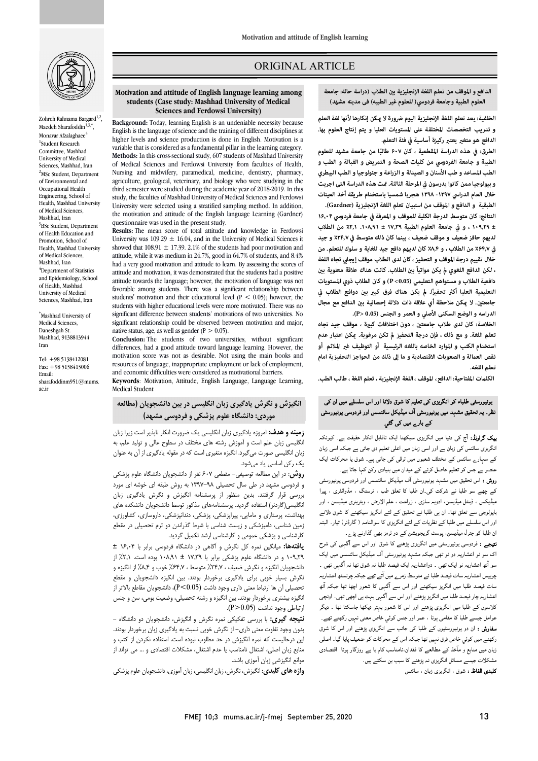ORIGINAL ARTICLE

# Motivation and attitude of English language learning among students (Case study: Mashhad University of Medical Sciences and Ferdowsi University)

Zohreh Rahnama Bargard[1,2], Maedeh Sharafoddin[1,3,*], Monavar Afzalaghaee[4]

[1]Student Research Committee, Mashhad University of Medical Sciences, Mashhad, Iran
[2]MSc Student, Department of Environmental and Occupational Health Engineering, School of Health, Mashhad University of Medical Sciences, Mashhad, Iran
[3]BSc Student, Department of Health Education and Promotion, School of Health, Mashhad University of Medical Sciences, Mashhad, Iran
[4]Department of Statistics and Epidemiology, School of Health, Mashhad University of Medical Sciences, Mashhad, Iran

[*]Mashhad University of Medical Sciences, Daneshgah St. Mashhad, 9138813944 Iran

Tel: +98 5138412081
Fax: +98 5138413006
Email: sharafoddinm951@mums.ac.ir

**Background:** Today, learning English is an undeniable necessity because English is the language of science and the training of different disciplines at higher levels and science production is done in English. Motivation is a variable that is considered as a fundamental pillar in the learning category.

**Methods:** In this cross-sectional study, 607 students of Mashhad University of Medical Sciences and Ferdowsi University from faculties of Health, Nursing and midwifery, paramedical, medicine, dentistry, pharmacy, agriculture, geological, veterinary, and biology who were studying in the third semester were studied during the academic year of 2018-2019. In this study, the faculties of Mashhad University of Medical Sciences and Ferdowsi University were selected using a stratified sampling method. In addition, the motivation and attitude of the English Language Learning (Gardner) questionnaire was used in the present study.

**Results:** The mean score of total attitude and knowledge in Ferdowsi University was $109.29 \pm 16.04$, and in the University of Medical Sciences it showed that $108.91 \pm 17.39$. 2.1% of the students had poor motivation and attitude, while it was medium in 24.7%, good in 64.7% of students, and 8.4% had a very good motivation and attitude to learn. By assessing the scores of attitude and motivation, it was demonstrated that the students had a positive attitude towards the language; however, the motivation of language was not favorable among students. There was a significant relationship between students' motivation and their educational level ($P < 0.05$); however, the students with higher educational levels were more motivated. There was no significant difference between students' motivations of two universities. No significant relationship could be observed between motivation and major, native status, age, as well as gender ($P > 0.05$).

**Conclusion:** The students of two universities, without significant differences, had a good attitude toward language learning. However, the motivation score was not as desirable. Not using the main books and resources of language, inappropriate employment or lack of employment, and economic difficulties were considered as motivational barriers.

**Keywords**: Motivation, Attitude, English Language, Language Learning, Medical Student

## انگیزش و نگرش یادگیری زبان انگلیسی در بین دانشجویان (مطالعه موردی: دانشگاه علوم پزشکی و فردوسی مشهد)

**زمینه و هدف:** امروزه یادگیری زبان انگلیسی یک ضرورت انکار ناپذیر است زیرا زبان انگلیسی زبان علم است و آموزش رشته های مختلف در سطوح عالی و تولید علم، به زبان انگلیسی صورت میگیرد. انگیزه متغیری است که در مقوله یادگیری از آن به عنوان یک رکن اساسی یاد می‌شود.

**روش:** در این مطالعه توصیفی- مقطعی ۶۰۷ نفر از دانشجویان دانشگاه علوم پزشکی و فردوسی مشهد در طی سال تحصیلی ۹۸-۱۳۹۷ به روش طبقه ای خوشه ای مورد بررسی قرار گرفتند. بدین منظور از پرسشنامه انگیزش و نگرش یادگیری زبان انگلیسی(گاردنر) استفاده گردید. پرسشنامه‌های مذکور توسط دانشجویان دانشکده های بهداشت، پرستاری و مامایی، پیراپزشکی، پزشکی، دندانپزشکی، داروسازی، کشاورزی، زمین شناسی، دامپزشکی و زیست شناسی با شرط گذراندن دو ترم تحصیلی در مقطع کارشناسی و پزشکی عمومی و کارشناسی ارشد تکمیل گردید.

**یافته‌ها:** میانگین نمره کل نگرش و آگاهی در دانشگاه فردوسی برابر با ۱۶٫۰۴ ± ۱۰۹٫۲۹ و در دانشگاه علوم پزشکی برابر با ۱۷٫۳۹ ± ۱۰۸٫۹۱ بوده است. ۲٫۱٪ از دانشجویان انگیزه و نگرش ضعیف ، ۲۴٫۷٪ متوسط ، ۶۴٫۷٪ خوب و ۸٫۴٪ از انگیزه و نگرش بسیار خوبی برای یادگیری برخوردار بودند. بین انگیزه دانشجویان و مقطع تحصیلی آن ها ارتباط معنی داری وجود داشت ($P<0.05$)، دانشجویان مقاطع بالاتر از انگیزه بیشتری برخوردار بودند. بین انگیزه و رشته تحصیلی، وضعیت بومی، سن و جنس ارتباطی وجود نداشت ($P>0.05$).

**نتیجه گیری:** با بررسی تفکیکی نمره نگرش و انگیزش، دانشجویان دو دانشگاه – بدون وجود تفاوت معنی داری- از نگرش خوبی نسبت به یادگیری زبان برخوردار بودند. این درحالیست که نمره انگیزش در حد مطلوب نبوده است. استفاده نکردن از کتب و منابع زبان اصلی، اشتغال نامناسب یا عدم اشتغال، مشکلات اقتصادی و ... می تواند از موانع انگیزشی زبان آموزی باشد.

**واژه های کلیدی:** انگیزش، نگرش، زبان انگلیسی، زبان آموزی، دانشجویان علوم پزشکی

## الدافع و الموقف من تعلم اللغة الإنجليزية بين الطلاب (دراسة حالة: جامعة العلوم الطبية وجامعة فردوسي( للعلوم غير الطبيه) فى مدينه مشهد)

**الخلفية:** يعد تعلم اللغة الإنجليزية اليوم ضرورة لا يمكن إنكارها لأنها لغة العلم و تدريب التخصصات المختلفة على المستويات العليا و يتم إنتاج العلوم بها. الدافع هو متغير يعتبر ركيزة أساسية في فئة التعلم.

**الطرق:** في هذه الدراسة المقطعية ، كان ٦٠٧ طالبًا من جامعة مشهد للعلوم الطبية و جامعة الفردوسي من كليات الصحة و التمريض و القبالة و الطب و الطب المساعد و طب الأسنان و الصيدلة و الزراعة و جيولوجيا و الطب البيطري و بيولوجيا ممن كانوا يدرسون في المرحلة الثالثة. تمت هذه الدراسة التى اجريت خلال العام الدراسي ١٣٩٧- ١٣٩٨ هجريا شمسيا باستخدام طريقة أخذ العينات الطبقية و الدافع و الموقف من استبيان تعلم اللغة الإنجليزية (Gardner).

**النتائج:** كان متوسط الدرجة الكلية للموقف و المعرفة في جامعة فردوسي ١٦٫٠٤ ± ١٠٩٫٢٩ ، و في جامعة العلوم الطبية ١٧٫٣٩ ± ١٠٨٫٩١. ٢٫١٪ من الطلاب لديهم حافز ضعيف و موقف ضعيف ، بينما كان ذلك متوسط في ٢٤٫٧٪ و جيد في ٦٤٫٧٪ من الطلاب ، و ٨٫٤٪ كان لديهم دافع جيد للغاية و سلوك للتعلم. من خلال تقييم درجة الموقف و التحفيز ، كان لدى الطلاب موقف إيجابي تجاه اللغة ، لكن الدافع اللغوي لم يكن مواتياً بين الطلاب. كانت هناك علاقة معنوية بين دافعية الطلاب و مستواهم التعليمي ($P<0.05$) و كان الطلاب ذوي المستويات التعليمية العليا أكثر تحفيزاً. لم يكن هناك فرق كبير بين دوافع الطلاب في جامعتين. لا يمكن ملاحظة أي علاقة ذات دلالة إحصائية بين الدافع مع مجال الدراسه و الوضع السكني الأصلي و العمر و الجنس ($P> 0.05$).

**الخلاصة:** كان لدى طلاب جامعتين ، دون اختلافات كبيرة ، موقف جيد تجاه تعلم اللغة. و مع ذلك ، فإن درجة التحفيز لم تكن مرغوبة. يمكن اعتبار عدم استخدام الكتب و الموارد الخاصة باللغه الرئيسية أو التوظيف غير الملائم أو نقص العمالة و الصعوبات الاقتصادية و ما إلى ذلك من الحواجز التحفيزية امام تعلم اللغه.

**الكلمات المفتاحية:** الدافع ، الموقف ، اللغة الإنجليزية ، تعلم اللغه ، طالب الطب.

## یونیورسٹی طلباء کو انگریزی کی تعلیم کی شوق دلانا اور اس سلسلے میں ان کی نظر۔ یہ تحقیق مشہد میں یونیورسٹی آف میڈیکل سائنسس اور فردوسی یونیورسٹی کے بارے میں کی گئي

**بیک گراونڈ:** آج کی دنیا میں انگریزی سیکھنا ایک ناقابل انکار حقیقت ہے۔ کیونکہ انگریزی سائنس کی زبان ہے اور اسی زبان میں اعلی تعلیم دی جاتی ہے جبکہ اسی زبان کے سہارے سائنس کے مختلف شعبوں میں ترقی کی جاتی ہے۔ شوق یا محرکات ایک عنصر ہے جس کو تعلیم حاصل کرنے کے میدان میں بنیادی رکن کہا جاتا ہے۔

**روش :** اس تحقیق میں مشہد یونیورسٹی آف میڈیکل سائنسس اور فردوسی یونیورسٹی کے چھے سو طلبا نے شرکت کی۔ان طلبا کا تعلق طب ، نرسنگ ، مڈوائفری ، پیرا میڈیکس ، ڈینٹل میڈیسن، ادویہ سازی ، زراعت ، علم الارض ، ویٹرینری میڈیسن ، اور بایولوجی سے تعلق تھا۔ ان ہی طلبا نے تحقیق کے لئے انگریز سیکھنے کا شوق دلانے اور اس سلسلے میں طلبا کے نظریات کے لئے انگریزی کا سوالنامہ ( گارڈنر) تیار۔ البتہ ان طلبا کو جنرل میڈیسن، پوسٹ گریجویشن کے دو ٹرمز بھی گذارنے پڑے۔

**نتیجے :** فردوسی یونیورسٹی میں انگریزی پڑھنے کا شوق اور اس سے آگہی کی شرح اک سو نو اعشاریہ دو نو تھی جبکہ مشہد یونیورسٹی آف میڈیکل سائنسس میں ایک سو آٹھ اعشاریہ نو ایک تھی ۔ دواعشاریہ ایک فیصد طلبا نہ شوق تھا نہ آگہی تھی ۔ چوبیس اعشاریہ سات فیصد طلبا نے متوسط زمرے میں آتے تھے جبکہ چونسٹھ اعشاریہ سات فیصد طلبا میں انگریز سیکھنے اور اس سے آگہی کا شعور اچھا تھا جبکہ آٹھ اعشاریہ چار فیصد طلبا میں انگریز پڑھنے اور اس سے آگہی بہت ہی اچھی تھی۔ اونچی کلاسوں کے طلبا میں انگریزی پڑھنے اور اس کا شعور بہتر دیکھا جاسکتا تھا ۔ دیگر عوامل جیسے طلبا کا مقامی ہونا ، عمر اور جنس کوئي خاص معنی نہیں رکھتے تھے۔

**سفارش :** ان دو یونیورسٹیوں کے طلبا کی جانب سے انگریزی پڑھنے اور اس کا شوق رکھنے میں کوئي خاص فرق نہیں تھا جبکہ اس کے محرکات کو ضعیف پایا گيا۔ اصلی زبان میں منابع و مآخذ کے مطالعے کا فقدان،نامناسب کام یا بے روزگار ہونا اقتصادی مشکلات جیسے مسائل انگریزی نہ پڑھنے کا سبب بن سکتے ہیں۔

**کلیدی الفاظ :** شوق ، انگریزی زبان ، سائنس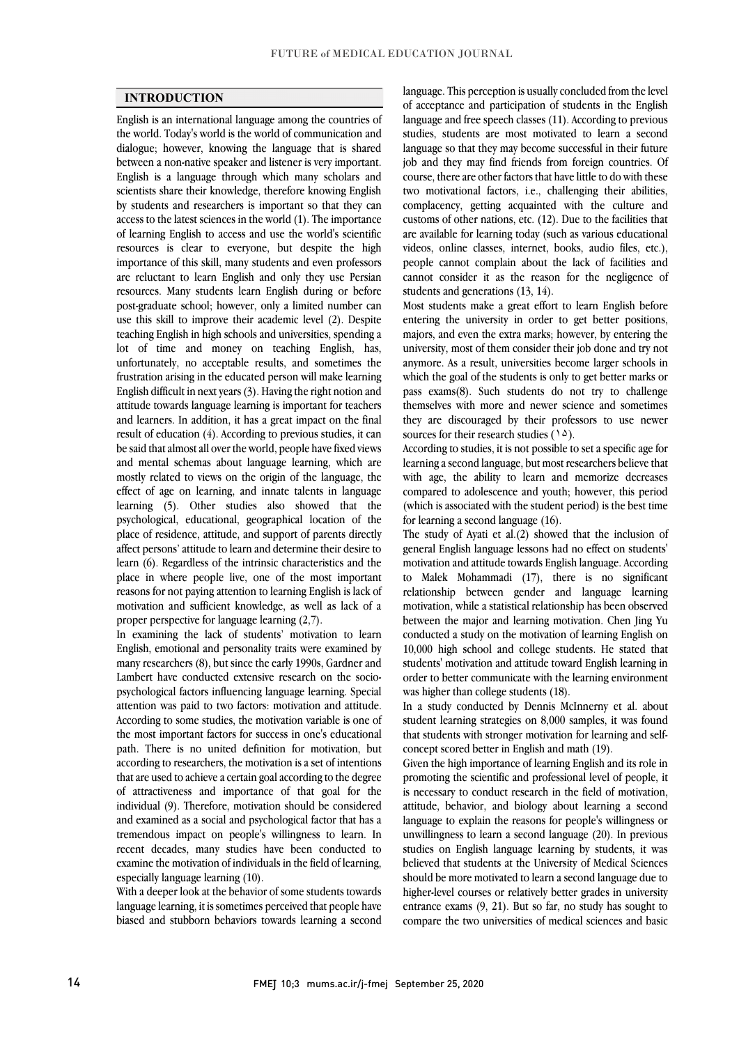## INTRODUCTION

English is an international language among the countries of the world. Today's world is the world of communication and dialogue; however, knowing the language that is shared between a non-native speaker and listener is very important. English is a language through which many scholars and scientists share their knowledge, therefore knowing English by students and researchers is important so that they can access to the latest sciences in the world (1). The importance of learning English to access and use the world's scientific resources is clear to everyone, but despite the high importance of this skill, many students and even professors are reluctant to learn English and only they use Persian resources. Many students learn English during or before post-graduate school; however, only a limited number can use this skill to improve their academic level (2). Despite teaching English in high schools and universities, spending a lot of time and money on teaching English, has, unfortunately, no acceptable results, and sometimes the frustration arising in the educated person will make learning English difficult in next years (3). Having the right notion and attitude towards language learning is important for teachers and learners. In addition, it has a great impact on the final result of education (4). According to previous studies, it can be said that almost all over the world, people have fixed views and mental schemas about language learning, which are mostly related to views on the origin of the language, the effect of age on learning, and innate talents in language learning (5). Other studies also showed that the psychological, educational, geographical location of the place of residence, attitude, and support of parents directly affect persons' attitude to learn and determine their desire to learn (6). Regardless of the intrinsic characteristics and the place in where people live, one of the most important reasons for not paying attention to learning English is lack of motivation and sufficient knowledge, as well as lack of a proper perspective for language learning (2,7).

In examining the lack of students' motivation to learn English, emotional and personality traits were examined by many researchers (8), but since the early 1990s, Gardner and Lambert have conducted extensive research on the socio-psychological factors influencing language learning. Special attention was paid to two factors: motivation and attitude. According to some studies, the motivation variable is one of the most important factors for success in one's educational path. There is no united definition for motivation, but according to researchers, the motivation is a set of intentions that are used to achieve a certain goal according to the degree of attractiveness and importance of that goal for the individual (9). Therefore, motivation should be considered and examined as a social and psychological factor that has a tremendous impact on people's willingness to learn. In recent decades, many studies have been conducted to examine the motivation of individuals in the field of learning, especially language learning (10).

With a deeper look at the behavior of some students towards language learning, it is sometimes perceived that people have biased and stubborn behaviors towards learning a second language. This perception is usually concluded from the level of acceptance and participation of students in the English language and free speech classes (11). According to previous studies, students are most motivated to learn a second language so that they may become successful in their future job and they may find friends from foreign countries. Of course, there are other factors that have little to do with these two motivational factors, i.e., challenging their abilities, complacency, getting acquainted with the culture and customs of other nations, etc. (12). Due to the facilities that are available for learning today (such as various educational videos, online classes, internet, books, audio files, etc.), people cannot complain about the lack of facilities and cannot consider it as the reason for the negligence of students and generations (13, 14).

Most students make a great effort to learn English before entering the university in order to get better positions, majors, and even the extra marks; however, by entering the university, most of them consider their job done and try not anymore. As a result, universities become larger schools in which the goal of the students is only to get better marks or pass exams(8). Such students do not try to challenge themselves with more and newer science and sometimes they are discouraged by their professors to use newer sources for their research studies (۱۵).

According to studies, it is not possible to set a specific age for learning a second language, but most researchers believe that with age, the ability to learn and memorize decreases compared to adolescence and youth; however, this period (which is associated with the student period) is the best time for learning a second language (16).

The study of Ayati et al.(2) showed that the inclusion of general English language lessons had no effect on students' motivation and attitude towards English language. According to Malek Mohammadi (17), there is no significant relationship between gender and language learning motivation, while a statistical relationship has been observed between the major and learning motivation. Chen Jing Yu conducted a study on the motivation of learning English on 10,000 high school and college students. He stated that students' motivation and attitude toward English learning in order to better communicate with the learning environment was higher than college students (18).

In a study conducted by Dennis McInnerny et al. about student learning strategies on 8,000 samples, it was found that students with stronger motivation for learning and self-concept scored better in English and math (19).

Given the high importance of learning English and its role in promoting the scientific and professional level of people, it is necessary to conduct research in the field of motivation, attitude, behavior, and biology about learning a second language to explain the reasons for people's willingness or unwillingness to learn a second language (20). In previous studies on English language learning by students, it was believed that students at the University of Medical Sciences should be more motivated to learn a second language due to higher-level courses or relatively better grades in university entrance exams (9, 21). But so far, no study has sought to compare the two universities of medical sciences and basic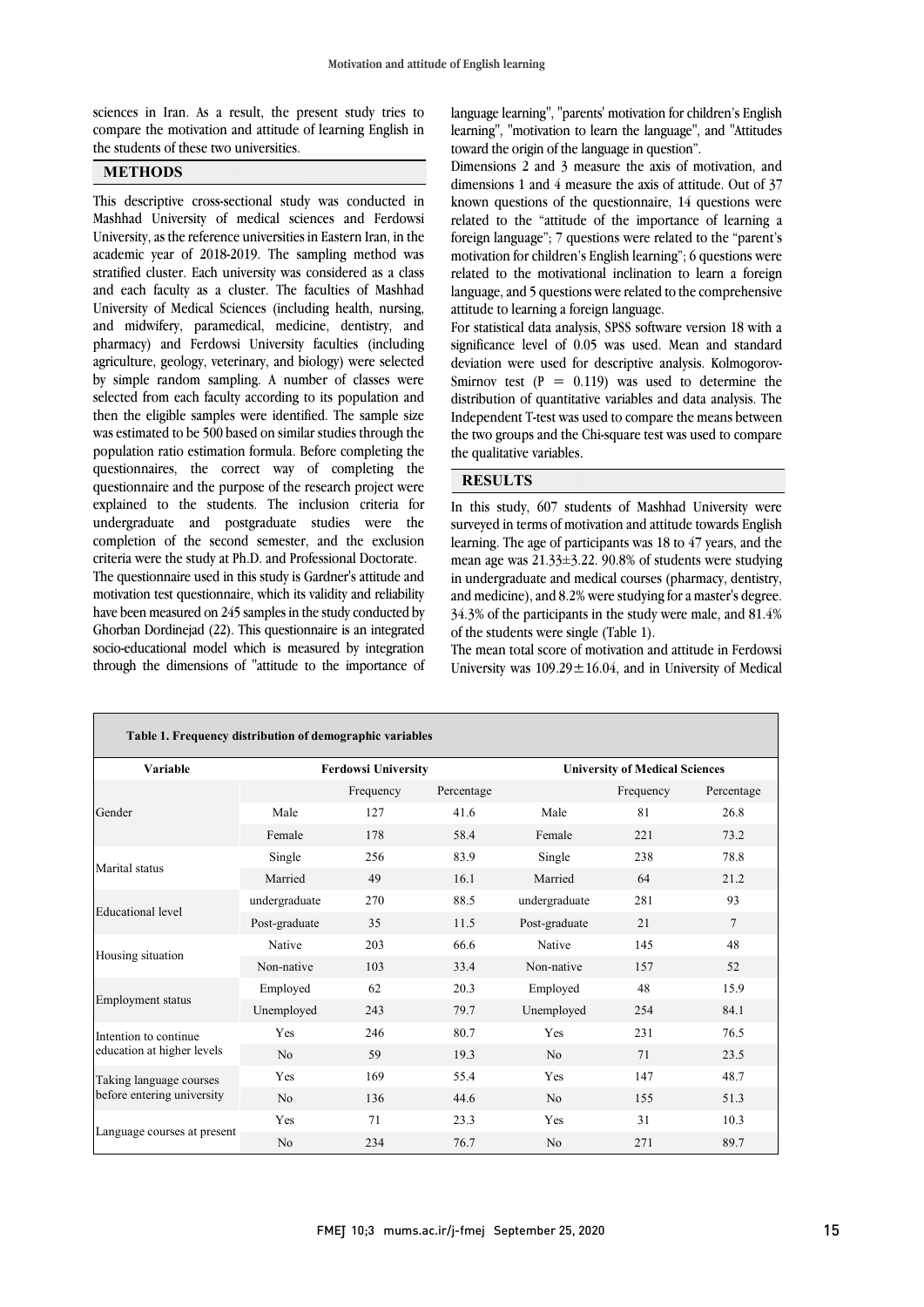sciences in Iran. As a result, the present study tries to compare the motivation and attitude of learning English in the students of these two universities.

## METHODS

This descriptive cross-sectional study was conducted in Mashhad University of medical sciences and Ferdowsi University, as the reference universities in Eastern Iran, in the academic year of 2018-2019. The sampling method was stratified cluster. Each university was considered as a class and each faculty as a cluster. The faculties of Mashhad University of Medical Sciences (including health, nursing, and midwifery, paramedical, medicine, dentistry, and pharmacy) and Ferdowsi University faculties (including agriculture, geology, veterinary, and biology) were selected by simple random sampling. A number of classes were selected from each faculty according to its population and then the eligible samples were identified. The sample size was estimated to be 500 based on similar studies through the population ratio estimation formula. Before completing the questionnaires, the correct way of completing the questionnaire and the purpose of the research project were explained to the students. The inclusion criteria for undergraduate and postgraduate studies were the completion of the second semester, and the exclusion criteria were the study at Ph.D. and Professional Doctorate.

The questionnaire used in this study is Gardner's attitude and motivation test questionnaire, which its validity and reliability have been measured on 245 samples in the study conducted by Ghorban Dordinejad (22). This questionnaire is an integrated socio-educational model which is measured by integration through the dimensions of "attitude to the importance of language learning", "parents' motivation for children's English learning", "motivation to learn the language", and "Attitudes toward the origin of the language in question".

Dimensions 2 and 3 measure the axis of motivation, and dimensions 1 and 4 measure the axis of attitude. Out of 37 known questions of the questionnaire, 14 questions were related to the "attitude of the importance of learning a foreign language"; 7 questions were related to the "parent's motivation for children's English learning"; 6 questions were related to the motivational inclination to learn a foreign language, and 5 questions were related to the comprehensive attitude to learning a foreign language.

For statistical data analysis, SPSS software version 18 with a significance level of 0.05 was used. Mean and standard deviation were used for descriptive analysis. Kolmogorov-Smirnov test ($P = 0.119$) was used to determine the distribution of quantitative variables and data analysis. The Independent T-test was used to compare the means between the two groups and the Chi-square test was used to compare the qualitative variables.

## RESULTS

In this study, 607 students of Mashhad University were surveyed in terms of motivation and attitude towards English learning. The age of participants was 18 to 47 years, and the mean age was 21.33±3.22. 90.8% of students were studying in undergraduate and medical courses (pharmacy, dentistry, and medicine), and 8.2% were studying for a master's degree. 34.3% of the participants in the study were male, and 81.4% of the students were single (Table 1).

The mean total score of motivation and attitude in Ferdowsi University was 109.29±16.04, and in University of Medical

**Table 1. Frequency distribution of demographic variables**

| Variable | Ferdowsi University | | | University of Medical Sciences | | |
|---|---|---|---|---|---|---|
| | | Frequency | Percentage | | Frequency | Percentage |
| Gender | Male | 127 | 41.6 | Male | 81 | 26.8 |
| | Female | 178 | 58.4 | Female | 221 | 73.2 |
| Marital status | Single | 256 | 83.9 | Single | 238 | 78.8 |
| | Married | 49 | 16.1 | Married | 64 | 21.2 |
| Educational level | undergraduate | 270 | 88.5 | undergraduate | 281 | 93 |
| | Post-graduate | 35 | 11.5 | Post-graduate | 21 | 7 |
| Housing situation | Native | 203 | 66.6 | Native | 145 | 48 |
| | Non-native | 103 | 33.4 | Non-native | 157 | 52 |
| Employment status | Employed | 62 | 20.3 | Employed | 48 | 15.9 |
| | Unemployed | 243 | 79.7 | Unemployed | 254 | 84.1 |
| Intention to continue education at higher levels | Yes | 246 | 80.7 | Yes | 231 | 76.5 |
| | No | 59 | 19.3 | No | 71 | 23.5 |
| Taking language courses before entering university | Yes | 169 | 55.4 | Yes | 147 | 48.7 |
| | No | 136 | 44.6 | No | 155 | 51.3 |
| Language courses at present | Yes | 71 | 23.3 | Yes | 31 | 10.3 |
| | No | 234 | 76.7 | No | 271 | 89.7 |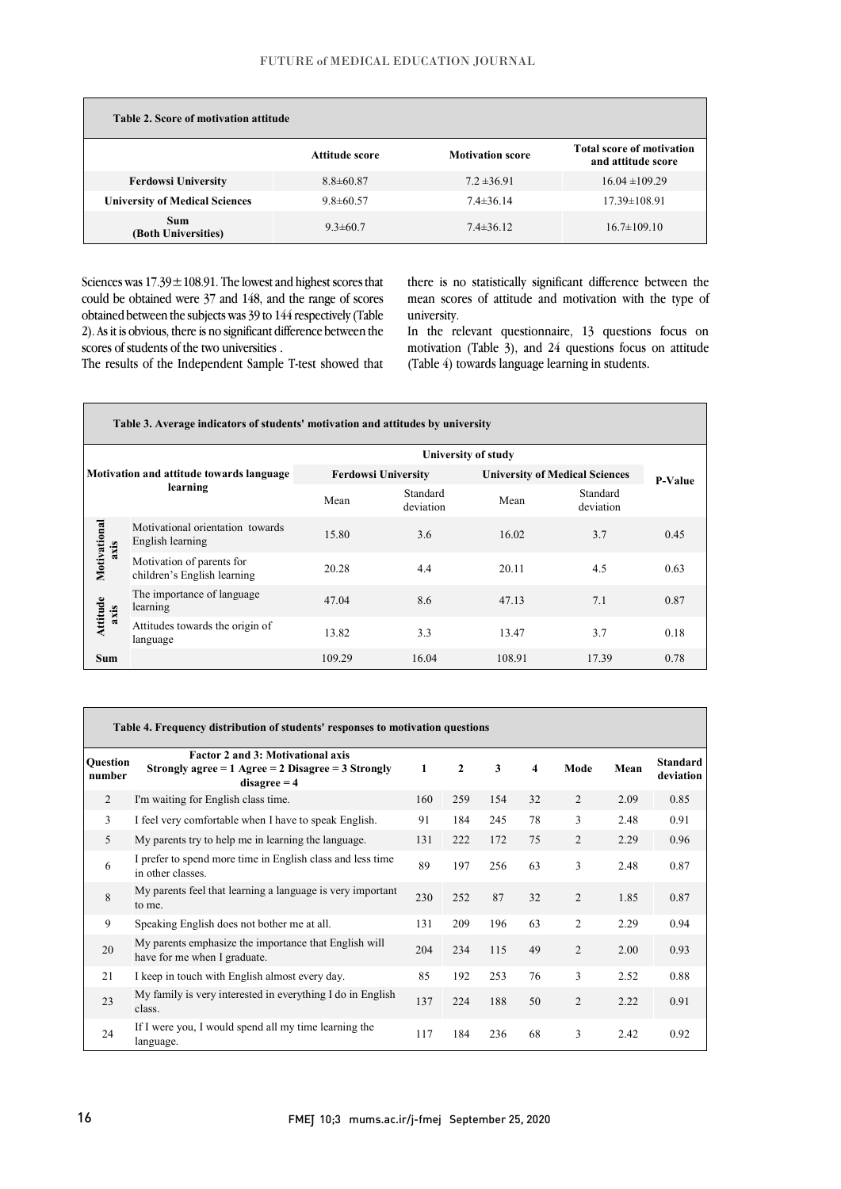**Table 2. Score of motivation attitude**

| | Attitude score | Motivation score | Total score of motivation and attitude score |
|---|---|---|---|
| **Ferdowsi University** | 8.8±60.87 | 7.2 ±36.91 | 16.04 ±109.29 |
| **University of Medical Sciences** | 9.8±60.57 | 7.4±36.14 | 17.39±108.91 |
| **Sum (Both Universities)** | 9.3±60.7 | 7.4±36.12 | 16.7±109.10 |

Sciences was 17.39 ± 108.91. The lowest and highest scores that could be obtained were 37 and 148, and the range of scores obtained between the subjects was 39 to 144 respectively (Table 2). As it is obvious, there is no significant difference between the scores of students of the two universities .

The results of the Independent Sample T-test showed that there is no statistically significant difference between the mean scores of attitude and motivation with the type of university.

In the relevant questionnaire, 13 questions focus on motivation (Table 3), and 24 questions focus on attitude (Table 4) towards language learning in students.

**Table 3. Average indicators of students' motivation and attitudes by university**

| Motivation and attitude towards language learning | | University of study | | | | P-Value |
|---|---|---|---|---|---|---|
| | | Ferdowsi University | | University of Medical Sciences | | |
| | | Mean | Standard deviation | Mean | Standard deviation | |
| Motivational axis | Motivational orientation towards English learning | 15.80 | 3.6 | 16.02 | 3.7 | 0.45 |
| | Motivation of parents for children's English learning | 20.28 | 4.4 | 20.11 | 4.5 | 0.63 |
| Attitude axis | The importance of language learning | 47.04 | 8.6 | 47.13 | 7.1 | 0.87 |
| | Attitudes towards the origin of language | 13.82 | 3.3 | 13.47 | 3.7 | 0.18 |
| **Sum** | | 109.29 | 16.04 | 108.91 | 17.39 | 0.78 |

**Table 4. Frequency distribution of students' responses to motivation questions**

| Question number | Factor 2 and 3: Motivational axis Strongly agree = 1 Agree = 2 Disagree = 3 Strongly disagree = 4 | 1 | 2 | 3 | 4 | Mode | Mean | Standard deviation |
|---|---|---|---|---|---|---|---|---|
| 2 | I'm waiting for English class time. | 160 | 259 | 154 | 32 | 2 | 2.09 | 0.85 |
| 3 | I feel very comfortable when I have to speak English. | 91 | 184 | 245 | 78 | 3 | 2.48 | 0.91 |
| 5 | My parents try to help me in learning the language. | 131 | 222 | 172 | 75 | 2 | 2.29 | 0.96 |
| 6 | I prefer to spend more time in English class and less time in other classes. | 89 | 197 | 256 | 63 | 3 | 2.48 | 0.87 |
| 8 | My parents feel that learning a language is very important to me. | 230 | 252 | 87 | 32 | 2 | 1.85 | 0.87 |
| 9 | Speaking English does not bother me at all. | 131 | 209 | 196 | 63 | 2 | 2.29 | 0.94 |
| 20 | My parents emphasize the importance that English will have for me when I graduate. | 204 | 234 | 115 | 49 | 2 | 2.00 | 0.93 |
| 21 | I keep in touch with English almost every day. | 85 | 192 | 253 | 76 | 3 | 2.52 | 0.88 |
| 23 | My family is very interested in everything I do in English class. | 137 | 224 | 188 | 50 | 2 | 2.22 | 0.91 |
| 24 | If I were you, I would spend all my time learning the language. | 117 | 184 | 236 | 68 | 3 | 2.42 | 0.92 |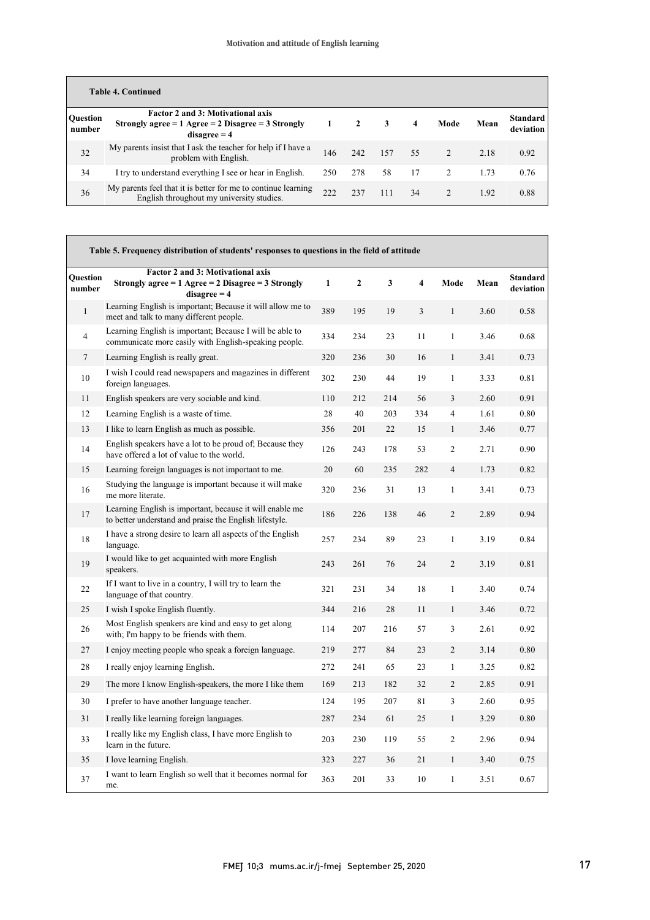**Table 4. Continued**

| Question number | Factor 2 and 3: Motivational axis Strongly agree = 1 Agree = 2 Disagree = 3 Strongly disagree = 4 | 1 | 2 | 3 | 4 | Mode | Mean | Standard deviation |
|---|---|---|---|---|---|---|---|---|
| 32 | My parents insist that I ask the teacher for help if I have a problem with English. | 146 | 242 | 157 | 55 | 2 | 2.18 | 0.92 |
| 34 | I try to understand everything I see or hear in English. | 250 | 278 | 58 | 17 | 2 | 1.73 | 0.76 |
| 36 | My parents feel that it is better for me to continue learning English throughout my university studies. | 222 | 237 | 111 | 34 | 2 | 1.92 | 0.88 |

**Table 5. Frequency distribution of students' responses to questions in the field of attitude**

| Question number | Factor 2 and 3: Motivational axis Strongly agree = 1 Agree = 2 Disagree = 3 Strongly disagree = 4 | 1 | 2 | 3 | 4 | Mode | Mean | Standard deviation |
|---|---|---|---|---|---|---|---|---|
| 1 | Learning English is important; Because it will allow me to meet and talk to many different people. | 389 | 195 | 19 | 3 | 1 | 3.60 | 0.58 |
| 4 | Learning English is important; Because I will be able to communicate more easily with English-speaking people. | 334 | 234 | 23 | 11 | 1 | 3.46 | 0.68 |
| 7 | Learning English is really great. | 320 | 236 | 30 | 16 | 1 | 3.41 | 0.73 |
| 10 | I wish I could read newspapers and magazines in different foreign languages. | 302 | 230 | 44 | 19 | 1 | 3.33 | 0.81 |
| 11 | English speakers are very sociable and kind. | 110 | 212 | 214 | 56 | 3 | 2.60 | 0.91 |
| 12 | Learning English is a waste of time. | 28 | 40 | 203 | 334 | 4 | 1.61 | 0.80 |
| 13 | I like to learn English as much as possible. | 356 | 201 | 22 | 15 | 1 | 3.46 | 0.77 |
| 14 | English speakers have a lot to be proud of; Because they have offered a lot of value to the world. | 126 | 243 | 178 | 53 | 2 | 2.71 | 0.90 |
| 15 | Learning foreign languages is not important to me. | 20 | 60 | 235 | 282 | 4 | 1.73 | 0.82 |
| 16 | Studying the language is important because it will make me more literate. | 320 | 236 | 31 | 13 | 1 | 3.41 | 0.73 |
| 17 | Learning English is important, because it will enable me to better understand and praise the English lifestyle. | 186 | 226 | 138 | 46 | 2 | 2.89 | 0.94 |
| 18 | I have a strong desire to learn all aspects of the English language. | 257 | 234 | 89 | 23 | 1 | 3.19 | 0.84 |
| 19 | I would like to get acquainted with more English speakers. | 243 | 261 | 76 | 24 | 2 | 3.19 | 0.81 |
| 22 | If I want to live in a country, I will try to learn the language of that country. | 321 | 231 | 34 | 18 | 1 | 3.40 | 0.74 |
| 25 | I wish I spoke English fluently. | 344 | 216 | 28 | 11 | 1 | 3.46 | 0.72 |
| 26 | Most English speakers are kind and easy to get along with; I'm happy to be friends with them. | 114 | 207 | 216 | 57 | 3 | 2.61 | 0.92 |
| 27 | I enjoy meeting people who speak a foreign language. | 219 | 277 | 84 | 23 | 2 | 3.14 | 0.80 |
| 28 | I really enjoy learning English. | 272 | 241 | 65 | 23 | 1 | 3.25 | 0.82 |
| 29 | The more I know English-speakers, the more I like them | 169 | 213 | 182 | 32 | 2 | 2.85 | 0.91 |
| 30 | I prefer to have another language teacher. | 124 | 195 | 207 | 81 | 3 | 2.60 | 0.95 |
| 31 | I really like learning foreign languages. | 287 | 234 | 61 | 25 | 1 | 3.29 | 0.80 |
| 33 | I really like my English class, I have more English to learn in the future. | 203 | 230 | 119 | 55 | 2 | 2.96 | 0.94 |
| 35 | I love learning English. | 323 | 227 | 36 | 21 | 1 | 3.40 | 0.75 |
| 37 | I want to learn English so well that it becomes normal for me. | 363 | 201 | 33 | 10 | 1 | 3.51 | 0.67 |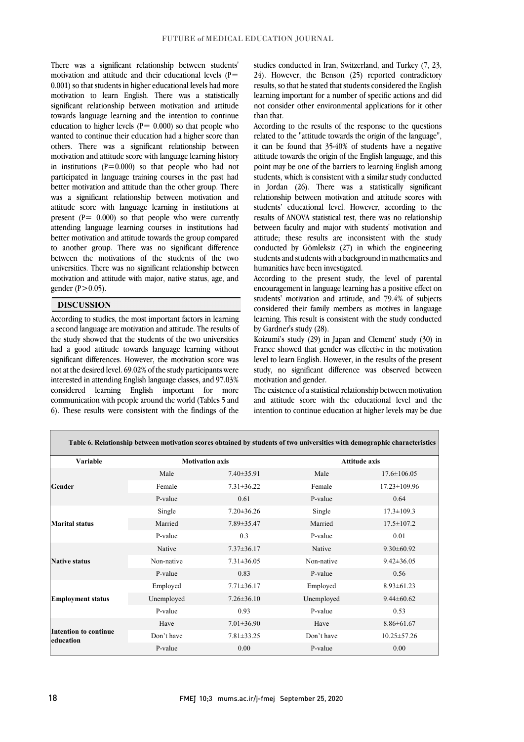There was a significant relationship between students' motivation and attitude and their educational levels (P= 0.001) so that students in higher educational levels had more motivation to learn English. There was a statistically significant relationship between motivation and attitude towards language learning and the intention to continue education to higher levels (P= 0.000) so that people who wanted to continue their education had a higher score than others. There was a significant relationship between motivation and attitude score with language learning history in institutions (P=0.000) so that people who had not participated in language training courses in the past had better motivation and attitude than the other group. There was a significant relationship between motivation and attitude score with language learning in institutions at present (P= 0.000) so that people who were currently attending language learning courses in institutions had better motivation and attitude towards the group compared to another group. There was no significant difference between the motivations of the students of the two universities. There was no significant relationship between motivation and attitude with major, native status, age, and gender (P>0.05).

## DISCUSSION

According to studies, the most important factors in learning a second language are motivation and attitude. The results of the study showed that the students of the two universities had a good attitude towards language learning without significant differences. However, the motivation score was not at the desired level. 69.02% of the study participants were interested in attending English language classes, and 97.03% considered learning English important for more communication with people around the world (Tables 5 and 6). These results were consistent with the findings of the studies conducted in Iran, Switzerland, and Turkey (7, 23, 24). However, the Benson (25) reported contradictory results, so that he stated that students considered the English learning important for a number of specific actions and did not consider other environmental applications for it other than that.

According to the results of the response to the questions related to the "attitude towards the origin of the language", it can be found that 35-40% of students have a negative attitude towards the origin of the English language, and this point may be one of the barriers to learning English among students, which is consistent with a similar study conducted in Jordan (26). There was a statistically significant relationship between motivation and attitude scores with students' educational level. However, according to the results of ANOVA statistical test, there was no relationship between faculty and major with students' motivation and attitude; these results are inconsistent with the study conducted by Gömleksiz (27) in which the engineering students and students with a background in mathematics and humanities have been investigated.

According to the present study, the level of parental encouragement in language learning has a positive effect on students' motivation and attitude, and 79.4% of subjects considered their family members as motives in language learning. This result is consistent with the study conducted by Gardner's study (28).

Koizumi's study (29) in Japan and Clement' study (30) in France showed that gender was effective in the motivation level to learn English. However, in the results of the present study, no significant difference was observed between motivation and gender.

The existence of a statistical relationship between motivation and attitude score with the educational level and the intention to continue education at higher levels may be due

**Table 6. Relationship between motivation scores obtained by students of two universities with demographic characteristics**

| Variable | Motivation axis | | Attitude axis | |
|---|---|---|---|---|
| Gender | Male | 7.40±35.91 | Male | 17.6±106.05 |
| | Female | 7.31±36.22 | Female | 17.23±109.96 |
| | P-value | 0.61 | P-value | 0.64 |
| Marital status | Single | 7.20±36.26 | Single | 17.3±109.3 |
| | Married | 7.89±35.47 | Married | 17.5±107.2 |
| | P-value | 0.3 | P-value | 0.01 |
| Native status | Native | 7.37±36.17 | Native | 9.30±60.92 |
| | Non-native | 7.31±36.05 | Non-native | 9.42±36.05 |
| | P-value | 0.83 | P-value | 0.56 |
| Employment status | Employed | 7.71±36.17 | Employed | 8.93±61.23 |
| | Unemployed | 7.26±36.10 | Unemployed | 9.44±60.62 |
| | P-value | 0.93 | P-value | 0.53 |
| Intention to continue education | Have | 7.01±36.90 | Have | 8.86±61.67 |
| | Don't have | 7.81±33.25 | Don't have | 10.25±57.26 |
| | P-value | 0.00 | P-value | 0.00 |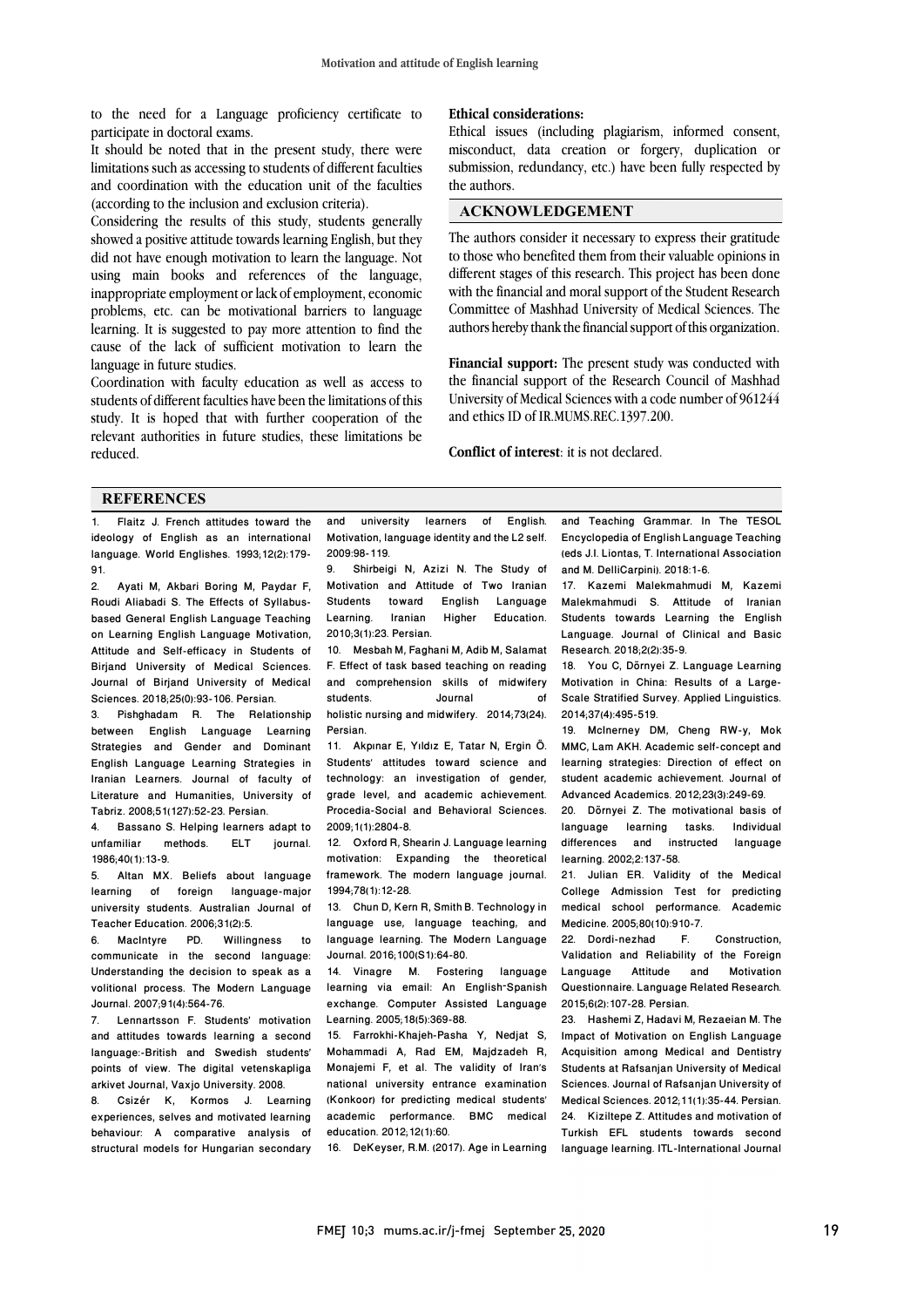to the need for a Language proficiency certificate to participate in doctoral exams.

It should be noted that in the present study, there were limitations such as accessing to students of different faculties and coordination with the education unit of the faculties (according to the inclusion and exclusion criteria).

Considering the results of this study, students generally showed a positive attitude towards learning English, but they did not have enough motivation to learn the language. Not using main books and references of the language, inappropriate employment or lack of employment, economic problems, etc. can be motivational barriers to language learning. It is suggested to pay more attention to find the cause of the lack of sufficient motivation to learn the language in future studies.

Coordination with faculty education as well as access to students of different faculties have been the limitations of this study. It is hoped that with further cooperation of the relevant authorities in future studies, these limitations be reduced.

**Ethical considerations:**

Ethical issues (including plagiarism, informed consent, misconduct, data creation or forgery, duplication or submission, redundancy, etc.) have been fully respected by the authors.

## ACKNOWLEDGEMENT

The authors consider it necessary to express their gratitude to those who benefited them from their valuable opinions in different stages of this research. This project has been done with the financial and moral support of the Student Research Committee of Mashhad University of Medical Sciences. The authors hereby thank the financial support of this organization.

**Financial support:** The present study was conducted with the financial support of the Research Council of Mashhad University of Medical Sciences with a code number of 961244 and ethics ID of IR.MUMS.REC.1397.200.

**Conflict of interest**: it is not declared.

## REFERENCES

1. Flaitz J. French attitudes toward the ideology of English as an international language. World Englishes. 1993;12(2):179-91.
2. Ayati M, Akbari Boring M, Paydar F, Roudi Aliabadi S. The Effects of Syllabus-based General English Language Teaching on Learning English Language Motivation, Attitude and Self-efficacy in Students of Birjand University of Medical Sciences. Journal of Birjand University of Medical Sciences. 2018;25(0):93-106. Persian.
3. Pishghadam R. The Relationship between English Language Learning Strategies and Gender and Dominant English Language Learning Strategies in Iranian Learners. Journal of faculty of Literature and Humanities, University of Tabriz. 2008;51(127):52-23. Persian.
4. Bassano S. Helping learners adapt to unfamiliar methods. ELT journal. 1986;40(1):13-9.
5. Altan MX. Beliefs about language learning of foreign language-major university students. Australian Journal of Teacher Education. 2006;31(2):5.
6. MacIntyre PD. Willingness to communicate in the second language: Understanding the decision to speak as a volitional process. The Modern Language Journal. 2007;91(4):564-76.
7. Lennartsson F. Students' motivation and attitudes towards learning a second language:-British and Swedish students' points of view. The digital vetenskapliga arkivet Journal, Vaxjo University. 2008.
8. Csizér K, Kormos J. Learning experiences, selves and motivated learning behaviour: A comparative analysis of structural models for Hungarian secondary and university learners of English. Motivation, language identity and the L2 self. 2009:98-119.
9. Shirbeigi N, Azizi N. The Study of Motivation and Attitude of Two Iranian Students toward English Language Learning. Iranian Higher Education. 2010;3(1):23. Persian.
10. Mesbah M, Faghani M, Adib M, Salamat F. Effect of task based teaching on reading and comprehension skills of midwifery students. Journal of holistic nursing and midwifery. 2014;73(24). Persian.
11. Akpınar E, Yıldız E, Tatar N, Ergin Ö. Students' attitudes toward science and technology: an investigation of gender, grade level, and academic achievement. Procedia-Social and Behavioral Sciences. 2009;1(1):2804-8.
12. Oxford R, Shearin J. Language learning motivation: Expanding the theoretical framework. The modern language journal. 1994;78(1):12-28.
13. Chun D, Kern R, Smith B. Technology in language use, language teaching, and language learning. The Modern Language Journal. 2016;100(S1):64-80.
14. Vinagre M. Fostering language learning via email: An English-Spanish exchange. Computer Assisted Language Learning. 2005;18(5):369-88.
15. Farrokhi-Khajeh-Pasha Y, Nedjat S, Mohammadi A, Rad EM, Majdzadeh R, Monajemi F, et al. The validity of Iran's national university entrance examination (Konkoor) for predicting medical students' academic performance. BMC medical education. 2012;12(1):60.
16. DeKeyser, R.M. (2017). Age in Learning and Teaching Grammar. In The TESOL Encyclopedia of English Language Teaching (eds J.I. Liontas, T. International Association and M. DelliCarpini). 2018:1-6.
17. Kazemi Malekmahmudi M, Kazemi Malekmahmudi S. Attitude of Iranian Students towards Learning the English Language. Journal of Clinical and Basic Research. 2018;2(2):35-9.
18. You C, Dörnyei Z. Language Learning Motivation in China: Results of a Large-Scale Stratified Survey. Applied Linguistics. 2014;37(4):495-519.
19. McInerney DM, Cheng RW-y, Mok MMC, Lam AKH. Academic self-concept and learning strategies: Direction of effect on student academic achievement. Journal of Advanced Academics. 2012;23(3):249-69.
20. Dörnyei Z. The motivational basis of language learning tasks. Individual differences and instructed language learning. 2002;2:137-58.
21. Julian ER. Validity of the Medical College Admission Test for predicting medical school performance. Academic Medicine. 2005;80(10):910-7.
22. Dordi-nezhad F. Construction, Validation and Reliability of the Foreign Language Attitude and Motivation Questionnaire. Language Related Research. 2015;6(2):107-28. Persian.
23. Hashemi Z, Hadavi M, Rezaeian M. The Impact of Motivation on English Language Acquisition among Medical and Dentistry Students at Rafsanjan University of Medical Sciences. Journal of Rafsanjan University of Medical Sciences. 2012;11(1):35-44. Persian.
24. Kiziltepe Z. Attitudes and motivation of Turkish EFL students towards second language learning. ITL-International Journal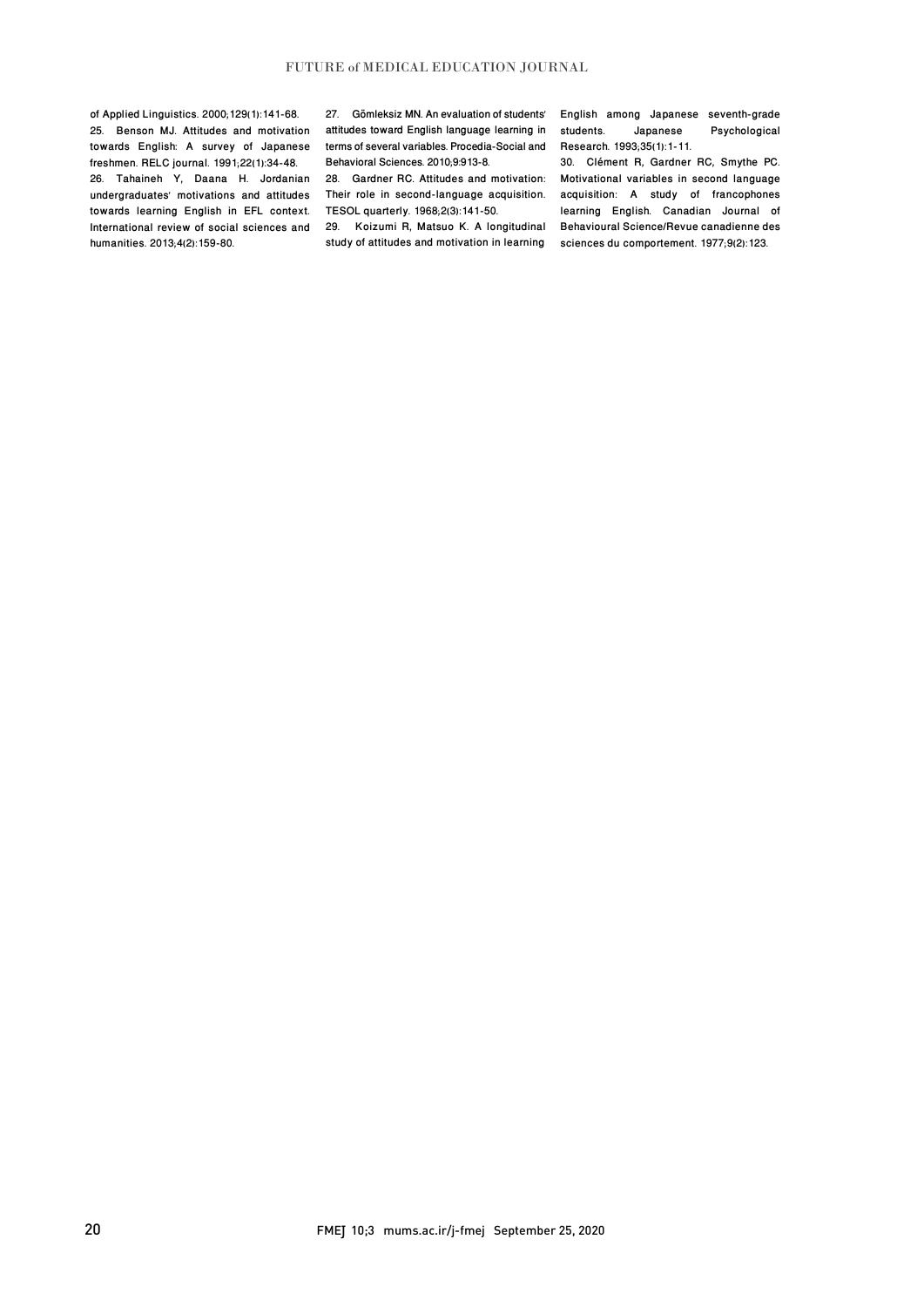of Applied Linguistics. 2000;129(1):141-68.

25. Benson MJ. Attitudes and motivation towards English: A survey of Japanese freshmen. RELC journal. 1991;22(1):34-48.

26. Tahaineh Y, Daana H. Jordanian undergraduates' motivations and attitudes towards learning English in EFL context. International review of social sciences and humanities. 2013;4(2):159-80.

27. Gömleksiz MN. An evaluation of students' attitudes toward English language learning in terms of several variables. Procedia-Social and Behavioral Sciences. 2010;9:913-8.

28. Gardner RC. Attitudes and motivation: Their role in second-language acquisition. TESOL quarterly. 1968;2(3):141-50.

29. Koizumi R, Matsuo K. A longitudinal study of attitudes and motivation in learning English among Japanese seventh-grade students. Japanese Psychological Research. 1993;35(1):1-11.

30. Clément R, Gardner RC, Smythe PC. Motivational variables in second language acquisition: A study of francophones learning English. Canadian Journal of Behavioural Science/Revue canadienne des sciences du comportement. 1977;9(2):123.